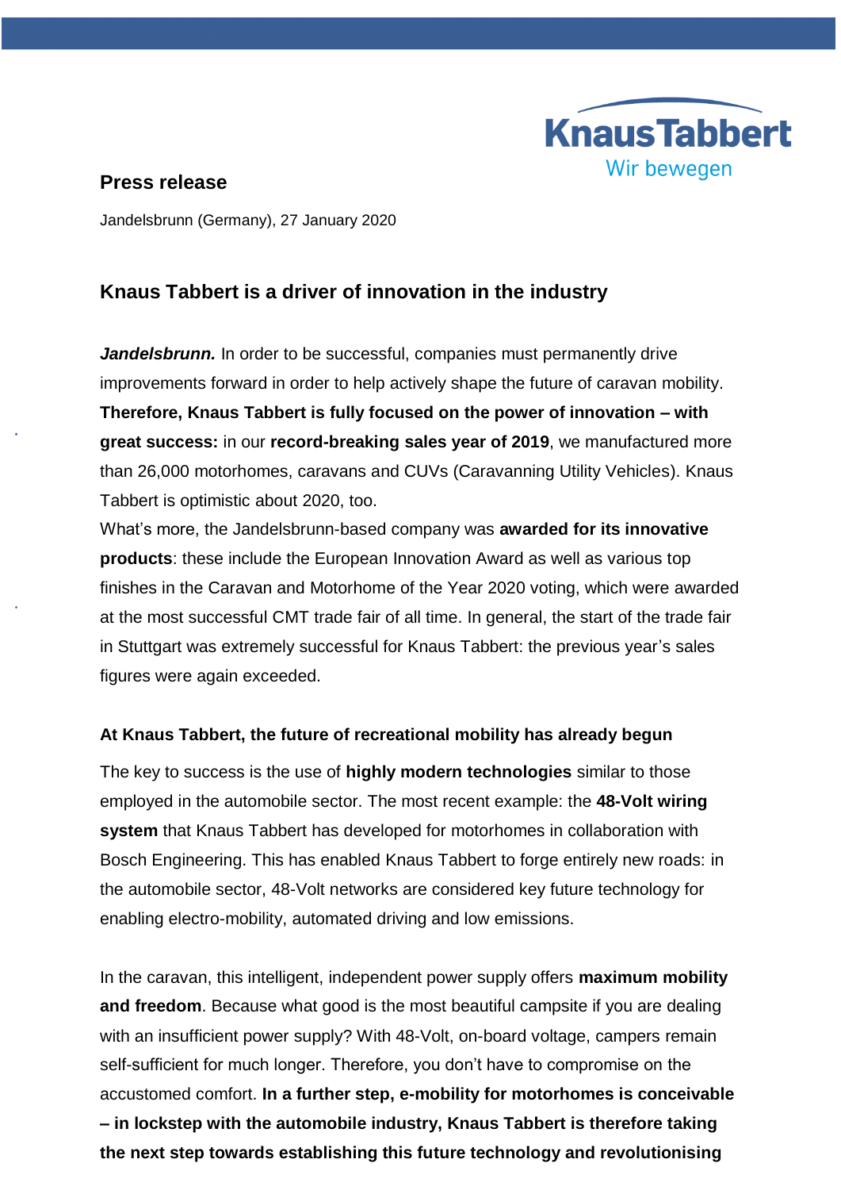**Knaus Tabbert**
Wir bewegen

**Press release**

Jandelsbrunn (Germany), 27 January 2020

## Knaus Tabbert is a driver of innovation in the industry

***Jandelsbrunn.*** In order to be successful, companies must permanently drive improvements forward in order to help actively shape the future of caravan mobility. **Therefore, Knaus Tabbert is fully focused on the power of innovation – with great success:** in our **record-breaking sales year of 2019**, we manufactured more than 26,000 motorhomes, caravans and CUVs (Caravanning Utility Vehicles). Knaus Tabbert is optimistic about 2020, too.
What's more, the Jandelsbrunn-based company was **awarded for its innovative products**: these include the European Innovation Award as well as various top finishes in the Caravan and Motorhome of the Year 2020 voting, which were awarded at the most successful CMT trade fair of all time. In general, the start of the trade fair in Stuttgart was extremely successful for Knaus Tabbert: the previous year's sales figures were again exceeded.

### At Knaus Tabbert, the future of recreational mobility has already begun

The key to success is the use of **highly modern technologies** similar to those employed in the automobile sector. The most recent example: the **48-Volt wiring system** that Knaus Tabbert has developed for motorhomes in collaboration with Bosch Engineering. This has enabled Knaus Tabbert to forge entirely new roads: in the automobile sector, 48-Volt networks are considered key future technology for enabling electro-mobility, automated driving and low emissions.

In the caravan, this intelligent, independent power supply offers **maximum mobility and freedom**. Because what good is the most beautiful campsite if you are dealing with an insufficient power supply? With 48-Volt, on-board voltage, campers remain self-sufficient for much longer. Therefore, you don't have to compromise on the accustomed comfort. **In a further step, e-mobility for motorhomes is conceivable – in lockstep with the automobile industry, Knaus Tabbert is therefore taking the next step towards establishing this future technology and revolutionising**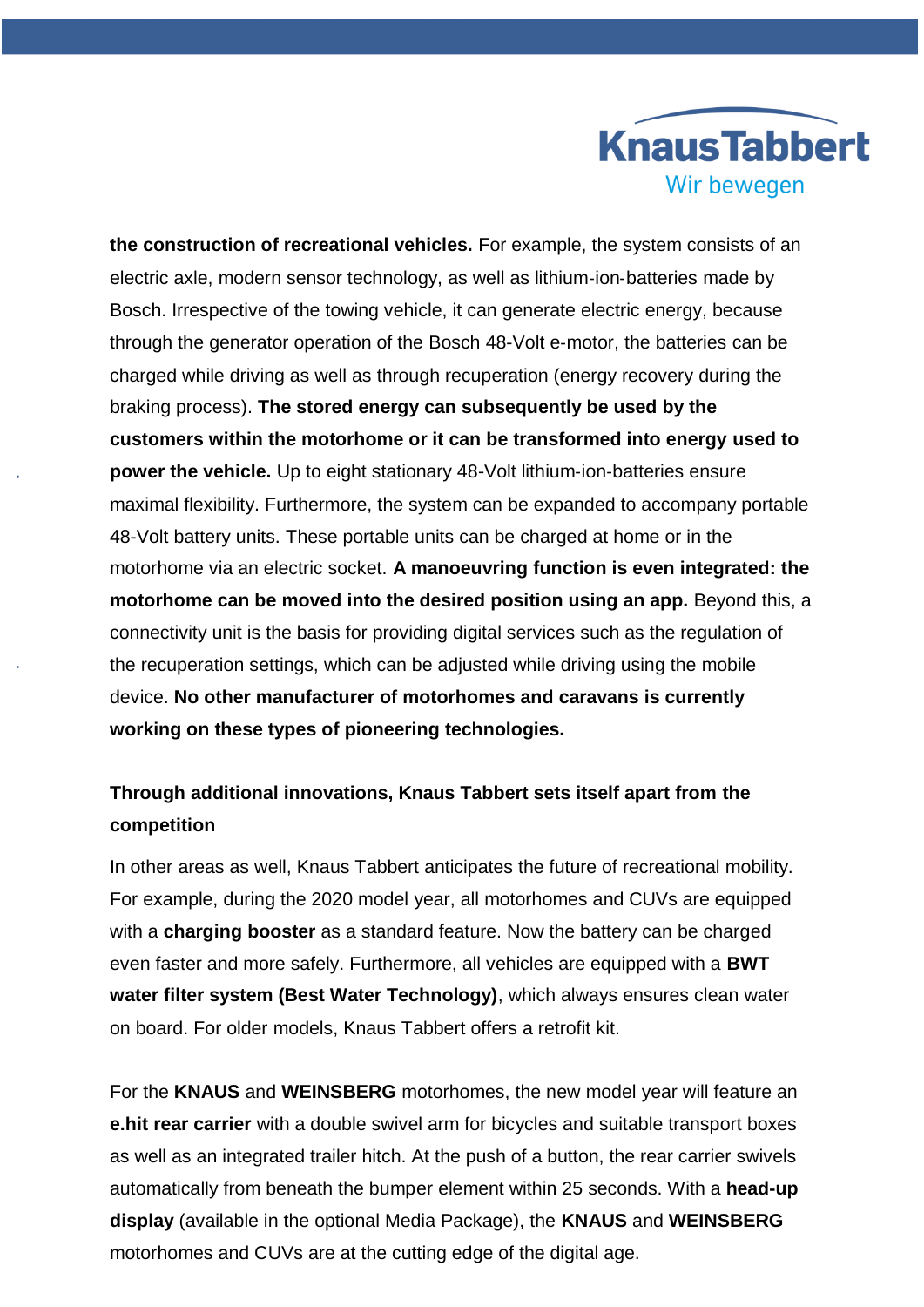**the construction of recreational vehicles.** For example, the system consists of an electric axle, modern sensor technology, as well as lithium-ion-batteries made by Bosch. Irrespective of the towing vehicle, it can generate electric energy, because through the generator operation of the Bosch 48-Volt e-motor, the batteries can be charged while driving as well as through recuperation (energy recovery during the braking process). **The stored energy can subsequently be used by the customers within the motorhome or it can be transformed into energy used to power the vehicle.** Up to eight stationary 48-Volt lithium-ion-batteries ensure maximal flexibility. Furthermore, the system can be expanded to accompany portable 48-Volt battery units. These portable units can be charged at home or in the motorhome via an electric socket. **A manoeuvring function is even integrated: the motorhome can be moved into the desired position using an app.** Beyond this, a connectivity unit is the basis for providing digital services such as the regulation of the recuperation settings, which can be adjusted while driving using the mobile device. **No other manufacturer of motorhomes and caravans is currently working on these types of pioneering technologies.**

## Through additional innovations, Knaus Tabbert sets itself apart from the competition

In other areas as well, Knaus Tabbert anticipates the future of recreational mobility. For example, during the 2020 model year, all motorhomes and CUVs are equipped with a **charging booster** as a standard feature. Now the battery can be charged even faster and more safely. Furthermore, all vehicles are equipped with a **BWT water filter system (Best Water Technology)**, which always ensures clean water on board. For older models, Knaus Tabbert offers a retrofit kit.

For the **KNAUS** and **WEINSBERG** motorhomes, the new model year will feature an **e.hit rear carrier** with a double swivel arm for bicycles and suitable transport boxes as well as an integrated trailer hitch. At the push of a button, the rear carrier swivels automatically from beneath the bumper element within 25 seconds. With a **head-up display** (available in the optional Media Package), the **KNAUS** and **WEINSBERG** motorhomes and CUVs are at the cutting edge of the digital age.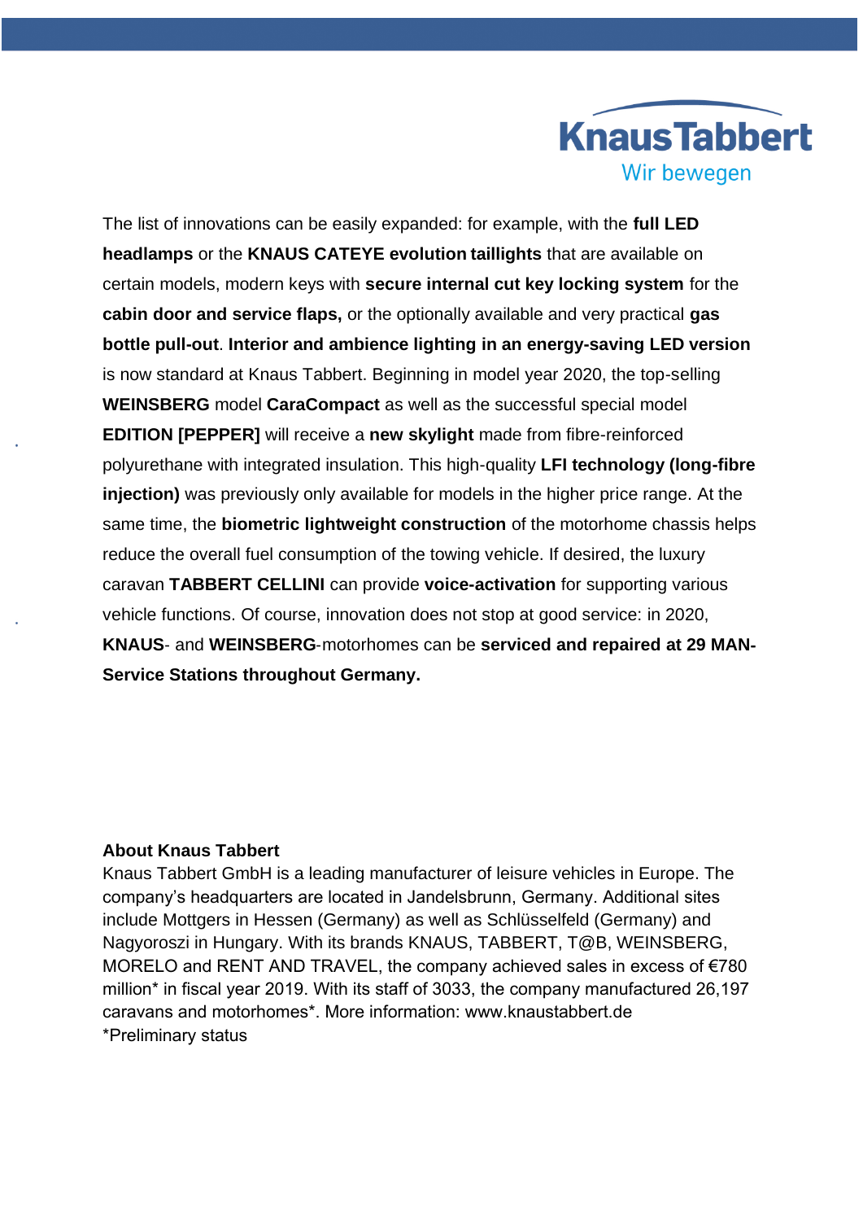The list of innovations can be easily expanded: for example, with the **full LED headlamps** or the **KNAUS CATEYE evolution taillights** that are available on certain models, modern keys with **secure internal cut key locking system** for the **cabin door and service flaps,** or the optionally available and very practical **gas bottle pull-out**. **Interior and ambience lighting in an energy-saving LED version** is now standard at Knaus Tabbert. Beginning in model year 2020, the top-selling **WEINSBERG** model **CaraCompact** as well as the successful special model **EDITION [PEPPER]** will receive a **new skylight** made from fibre-reinforced polyurethane with integrated insulation. This high-quality **LFI technology (long-fibre injection)** was previously only available for models in the higher price range. At the same time, the **biometric lightweight construction** of the motorhome chassis helps reduce the overall fuel consumption of the towing vehicle. If desired, the luxury caravan **TABBERT CELLINI** can provide **voice-activation** for supporting various vehicle functions. Of course, innovation does not stop at good service: in 2020, **KNAUS**- and **WEINSBERG**-motorhomes can be **serviced and repaired at 29 MAN-Service Stations throughout Germany.**

**About Knaus Tabbert**
Knaus Tabbert GmbH is a leading manufacturer of leisure vehicles in Europe. The company's headquarters are located in Jandelsbrunn, Germany. Additional sites include Mottgers in Hessen (Germany) as well as Schlüsselfeld (Germany) and Nagyoroszi in Hungary. With its brands KNAUS, TABBERT, T@B, WEINSBERG, MORELO and RENT AND TRAVEL, the company achieved sales in excess of €780 million* in fiscal year 2019. With its staff of 3033, the company manufactured 26,197 caravans and motorhomes*. More information: www.knaustabbert.de
*Preliminary status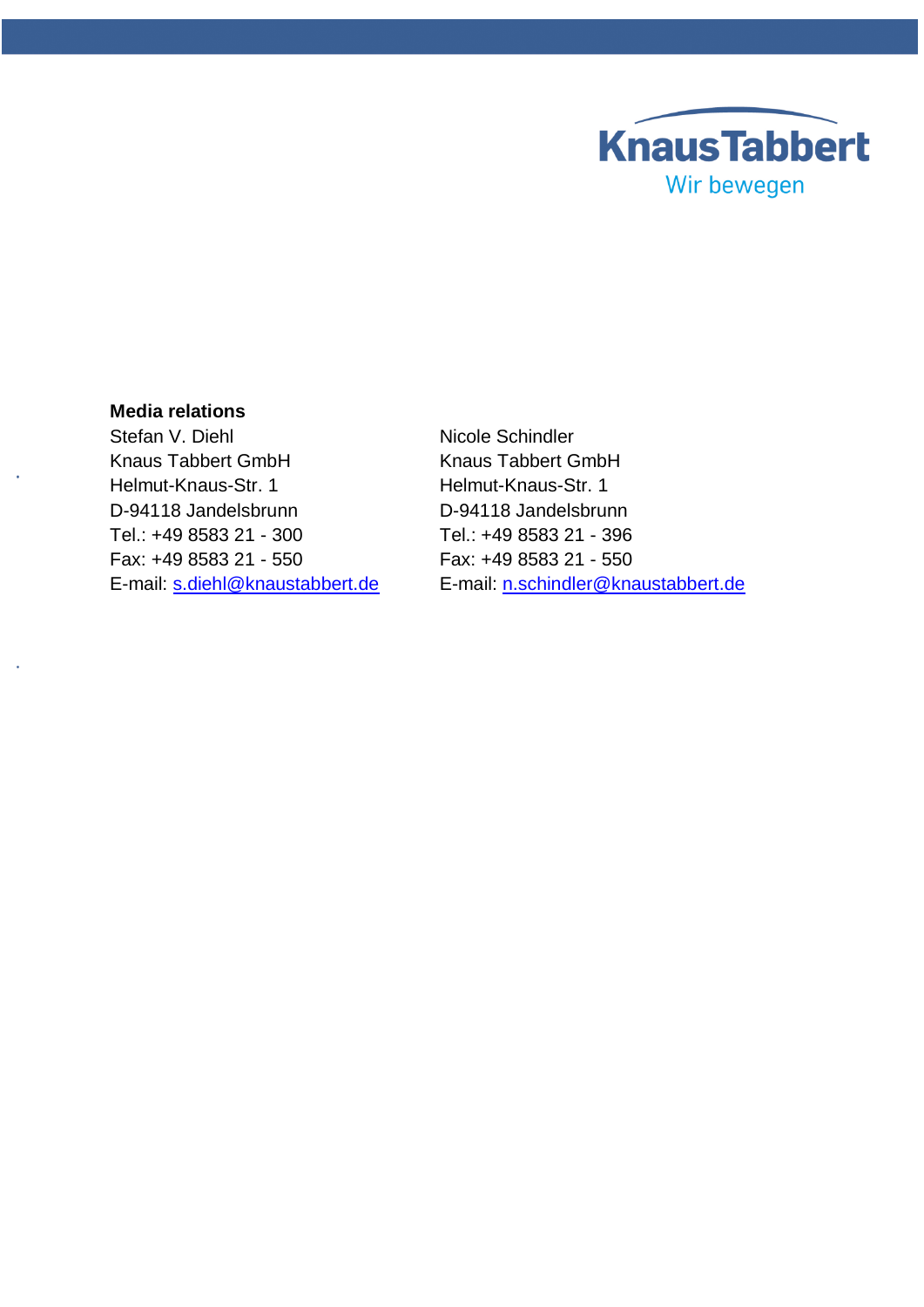**Media relations**

Stefan V. Diehl
Knaus Tabbert GmbH
Helmut-Knaus-Str. 1
D-94118 Jandelsbrunn
Tel.: +49 8583 21 - 300
Fax: +49 8583 21 - 550
E-mail: s.diehl@knaustabbert.de

Nicole Schindler
Knaus Tabbert GmbH
Helmut-Knaus-Str. 1
D-94118 Jandelsbrunn
Tel.: +49 8583 21 - 396
Fax: +49 8583 21 - 550
E-mail: n.schindler@knaustabbert.de